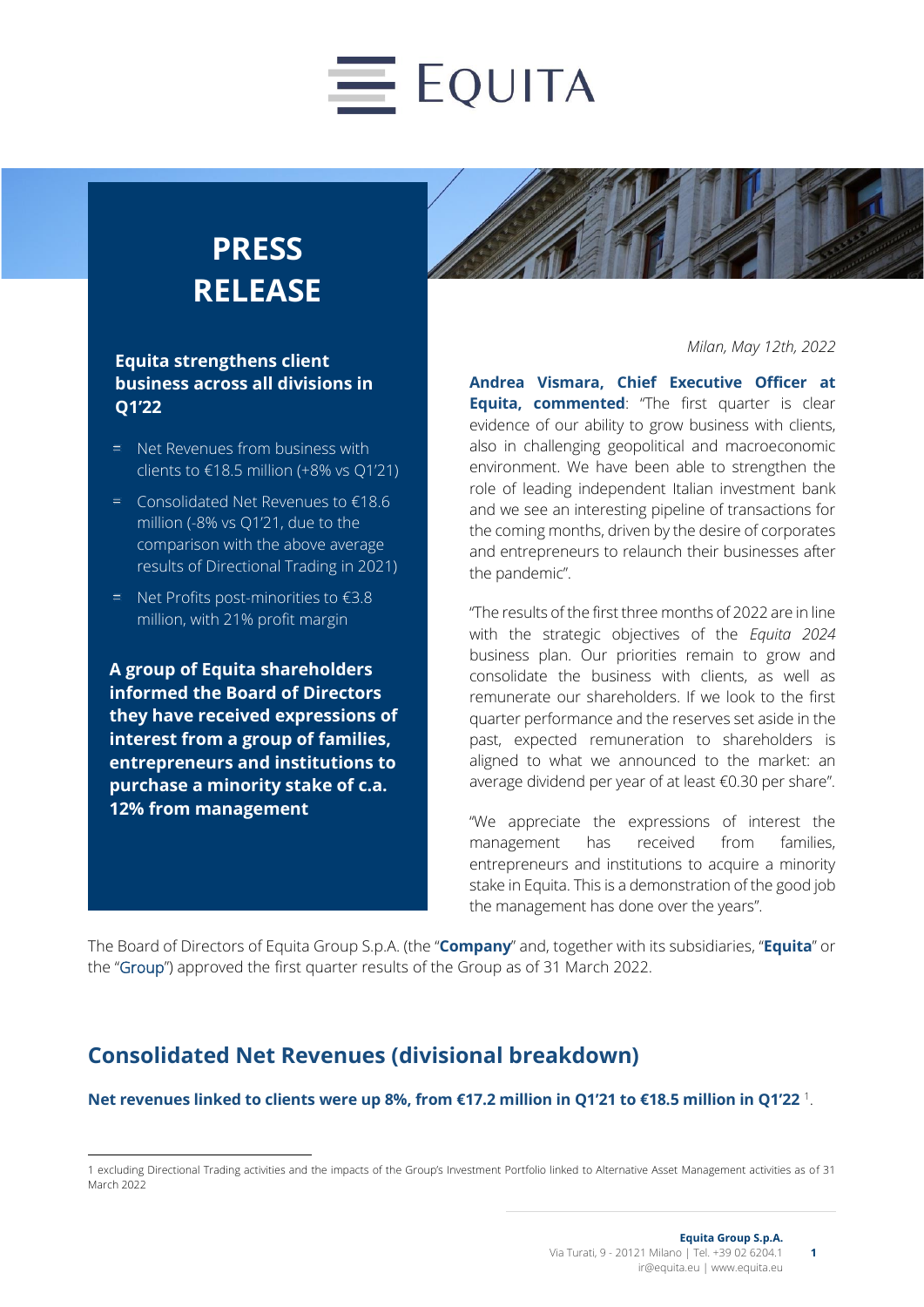# PRESS RELEASE

*Milan, May 12th, 2022*

### Equita strengthens client business across all divisions in Q1'22

- Net Revenues from business with clients to €18.5 million (+8% vs Q1'21)
- Consolidated Net Revenues to €18.6 million (-8% vs Q1'21, due to the comparison with the above average results of Directional Trading in 2021)
- Net Profits post-minorities to €3.8 million, with 21% profit margin

**A group of Equita shareholders informed the Board of Directors they have received expressions of interest from a group of families, entrepreneurs and institutions to purchase a minority stake of c.a. 12% from management**

**Andrea Vismara, Chief Executive Officer at Equita, commented**: "The first quarter is clear evidence of our ability to grow business with clients, also in challenging geopolitical and macroeconomic environment. We have been able to strengthen the role of leading independent Italian investment bank and we see an interesting pipeline of transactions for the coming months, driven by the desire of corporates and entrepreneurs to relaunch their businesses after the pandemic".

"The results of the first three months of 2022 are in line with the strategic objectives of the *Equita 2024* business plan. Our priorities remain to grow and consolidate the business with clients, as well as remunerate our shareholders. If we look to the first quarter performance and the reserves set aside in the past, expected remuneration to shareholders is aligned to what we announced to the market: an average dividend per year of at least €0.30 per share".

"We appreciate the expressions of interest the management has received from families, entrepreneurs and institutions to acquire a minority stake in Equita. This is a demonstration of the good job the management has done over the years".

The Board of Directors of Equita Group S.p.A. (the "**Company**" and, together with its subsidiaries, "**Equita**" or the "Group") approved the first quarter results of the Group as of 31 March 2022.

## Consolidated Net Revenues (divisional breakdown)

**Net revenues linked to clients were up 8%, from €17.2 million in Q1'21 to €18.5 million in Q1'22** [1].

[1] excluding Directional Trading activities and the impacts of the Group's Investment Portfolio linked to Alternative Asset Management activities as of 31 March 2022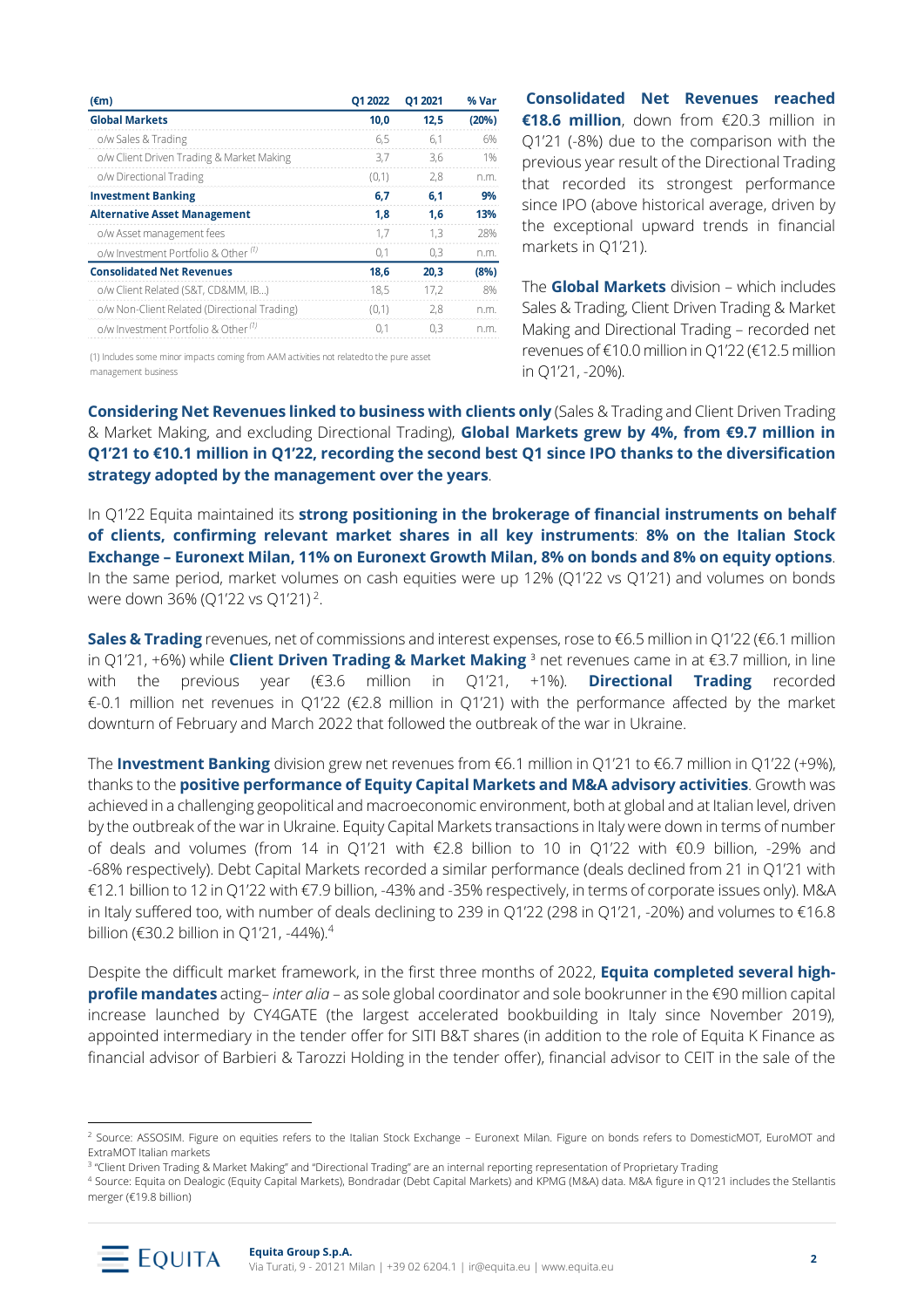| (€m) | Q1 2022 | Q1 2021 | % Var |
|---|---|---|---|
| **Global Markets** | **10,0** | **12,5** | **(20%)** |
| o/w Sales & Trading | 6,5 | 6,1 | 6% |
| o/w Client Driven Trading & Market Making | 3,7 | 3,6 | 1% |
| o/w Directional Trading | (0,1) | 2,8 | n.m. |
| **Investment Banking** | **6,7** | **6,1** | **9%** |
| **Alternative Asset Management** | **1,8** | **1,6** | **13%** |
| o/w Asset management fees | 1,7 | 1,3 | 28% |
| o/w Investment Portfolio & Other [(1)] | 0,1 | 0,3 | n.m. |
| **Consolidated Net Revenues** | **18,6** | **20,3** | **(8%)** |
| o/w Client Related (S&T, CD&MM, IB…) | 18,5 | 17,2 | 8% |
| o/w Non-Client Related (Directional Trading) | (0,1) | 2,8 | n.m. |
| o/w Investment Portfolio & Other [(1)] | 0,1 | 0,3 | n.m. |

(1) Includes some minor impacts coming from AAM activities not relatedto the pure asset management business

**Consolidated Net Revenues reached €18.6 million**, down from €20.3 million in Q1'21 (-8%) due to the comparison with the previous year result of the Directional Trading that recorded its strongest performance since IPO (above historical average, driven by the exceptional upward trends in financial markets in Q1'21).

The **Global Markets** division – which includes Sales & Trading, Client Driven Trading & Market Making and Directional Trading – recorded net revenues of €10.0 million in Q1'22 (€12.5 million in Q1'21, -20%).

**Considering Net Revenues linked to business with clients only** (Sales & Trading and Client Driven Trading & Market Making, and excluding Directional Trading), **Global Markets grew by 4%, from €9.7 million in Q1'21 to €10.1 million in Q1'22, recording the second best Q1 since IPO thanks to the diversification strategy adopted by the management over the years**.

In Q1'22 Equita maintained its **strong positioning in the brokerage of financial instruments on behalf of clients, confirming relevant market shares in all key instruments**: **8% on the Italian Stock Exchange – Euronext Milan, 11% on Euronext Growth Milan, 8% on bonds and 8% on equity options**. In the same period, market volumes on cash equities were up 12% (Q1'22 vs Q1'21) and volumes on bonds were down 36% (Q1'22 vs Q1'21) [2].

**Sales & Trading** revenues, net of commissions and interest expenses, rose to €6.5 million in Q1'22 (€6.1 million in Q1'21, +6%) while **Client Driven Trading & Market Making** [3] net revenues came in at €3.7 million, in line with the previous year (€3.6 million in Q1'21, +1%). **Directional Trading** recorded €-0.1 million net revenues in Q1'22 (€2.8 million in Q1'21) with the performance affected by the market downturn of February and March 2022 that followed the outbreak of the war in Ukraine.

The **Investment Banking** division grew net revenues from €6.1 million in Q1'21 to €6.7 million in Q1'22 (+9%), thanks to the **positive performance of Equity Capital Markets and M&A advisory activities**. Growth was achieved in a challenging geopolitical and macroeconomic environment, both at global and at Italian level, driven by the outbreak of the war in Ukraine. Equity Capital Markets transactions in Italy were down in terms of number of deals and volumes (from 14 in Q1'21 with €2.8 billion to 10 in Q1'22 with €0.9 billion, -29% and -68% respectively). Debt Capital Markets recorded a similar performance (deals declined from 21 in Q1'21 with €12.1 billion to 12 in Q1'22 with €7.9 billion, -43% and -35% respectively, in terms of corporate issues only). M&A in Italy suffered too, with number of deals declining to 239 in Q1'22 (298 in Q1'21, -20%) and volumes to €16.8 billion (€30.2 billion in Q1'21, -44%).[4]

Despite the difficult market framework, in the first three months of 2022, **Equita completed several high-profile mandates** acting– *inter alia* – as sole global coordinator and sole bookrunner in the €90 million capital increase launched by CY4GATE (the largest accelerated bookbuilding in Italy since November 2019), appointed intermediary in the tender offer for SITI B&T shares (in addition to the role of Equita K Finance as financial advisor of Barbieri & Tarozzi Holding in the tender offer), financial advisor to CEIT in the sale of the

---

[2] Source: ASSOSIM. Figure on equities refers to the Italian Stock Exchange – Euronext Milan. Figure on bonds refers to DomesticMOT, EuroMOT and ExtraMOT Italian markets

[3] "Client Driven Trading & Market Making" and "Directional Trading" are an internal reporting representation of Proprietary Trading

[4] Source: Equita on Dealogic (Equity Capital Markets), Bondradar (Debt Capital Markets) and KPMG (M&A) data. M&A figure in Q1'21 includes the Stellantis merger (€19.8 billion)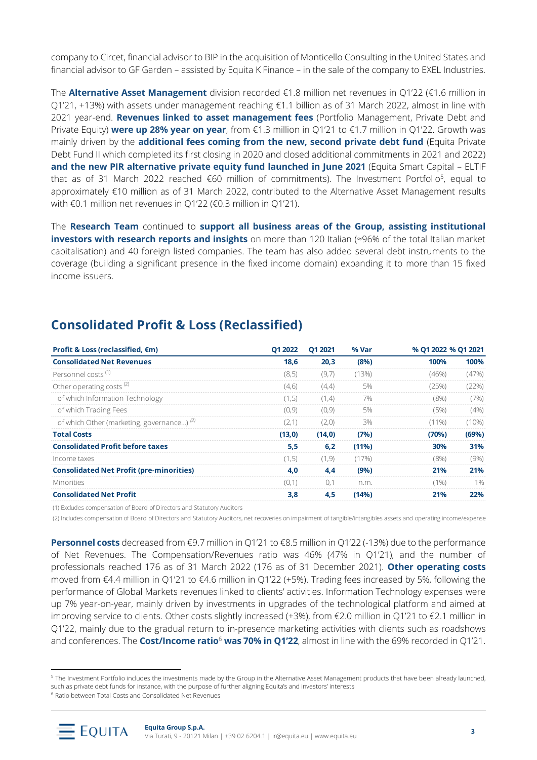company to Circet, financial advisor to BIP in the acquisition of Monticello Consulting in the United States and financial advisor to GF Garden – assisted by Equita K Finance – in the sale of the company to EXEL Industries.

The **Alternative Asset Management** division recorded €1.8 million net revenues in Q1'22 (€1.6 million in Q1'21, +13%) with assets under management reaching €1.1 billion as of 31 March 2022, almost in line with 2021 year-end. **Revenues linked to asset management fees** (Portfolio Management, Private Debt and Private Equity) **were up 28% year on year**, from €1.3 million in Q1'21 to €1.7 million in Q1'22. Growth was mainly driven by the **additional fees coming from the new, second private debt fund** (Equita Private Debt Fund II which completed its first closing in 2020 and closed additional commitments in 2021 and 2022) **and the new PIR alternative private equity fund launched in June 2021** (Equita Smart Capital – ELTIF that as of 31 March 2022 reached €60 million of commitments). The Investment Portfolio[5], equal to approximately €10 million as of 31 March 2022, contributed to the Alternative Asset Management results with €0.1 million net revenues in Q1'22 (€0.3 million in Q1'21).

The **Research Team** continued to **support all business areas of the Group, assisting institutional investors with research reports and insights** on more than 120 Italian (≈96% of the total Italian market capitalisation) and 40 foreign listed companies. The team has also added several debt instruments to the coverage (building a significant presence in the fixed income domain) expanding it to more than 15 fixed income issuers.

## Consolidated Profit & Loss (Reclassified)

| Profit & Loss (reclassified, €m) | Q1 2022 | Q1 2021 | % Var | % Q1 2022 | % Q1 2021 |
|---|---|---|---|---|---|
| **Consolidated Net Revenues** | **18,6** | **20,3** | **(8%)** | **100%** | **100%** |
| Personnel costs [1] | (8,5) | (9,7) | (13%) | (46%) | (47%) |
| Other operating costs [2] | (4,6) | (4,4) | 5% | (25%) | (22%) |
| of which Information Technology | (1,5) | (1,4) | 7% | (8%) | (7%) |
| of which Trading Fees | (0,9) | (0,9) | 5% | (5%) | (4%) |
| of which Other (marketing, governance…) [2] | (2,1) | (2,0) | 3% | (11%) | (10%) |
| **Total Costs** | **(13,0)** | **(14,0)** | **(7%)** | **(70%)** | **(69%)** |
| **Consolidated Profit before taxes** | **5,5** | **6,2** | **(11%)** | **30%** | **31%** |
| Income taxes | (1,5) | (1,9) | (17%) | (8%) | (9%) |
| **Consolidated Net Profit (pre-minorities)** | **4,0** | **4,4** | **(9%)** | **21%** | **21%** |
| Minorities | (0,1) | 0,1 | n.m. | (1%) | 1% |
| **Consolidated Net Profit** | **3,8** | **4,5** | **(14%)** | **21%** | **22%** |

(1) Excludes compensation of Board of Directors and Statutory Auditors

(2) Includes compensation of Board of Directors and Statutory Auditors, net recoveries on impairment of tangible/intangibles assets and operating income/expense

**Personnel costs** decreased from €9.7 million in Q1'21 to €8.5 million in Q1'22 (-13%) due to the performance of Net Revenues. The Compensation/Revenues ratio was 46% (47% in Q1'21), and the number of professionals reached 176 as of 31 March 2022 (176 as of 31 December 2021). **Other operating costs** moved from €4.4 million in Q1'21 to €4.6 million in Q1'22 (+5%). Trading fees increased by 5%, following the performance of Global Markets revenues linked to clients' activities. Information Technology expenses were up 7% year-on-year, mainly driven by investments in upgrades of the technological platform and aimed at improving service to clients. Other costs slightly increased (+3%), from €2.0 million in Q1'21 to €2.1 million in Q1'22, mainly due to the gradual return to in-presence marketing activities with clients such as roadshows and conferences. The **Cost/Income ratio**[6] **was 70% in Q1'22**, almost in line with the 69% recorded in Q1'21.

[5] The Investment Portfolio includes the investments made by the Group in the Alternative Asset Management products that have been already launched, such as private debt funds for instance, with the purpose of further aligning Equita's and investors' interests

[6] Ratio between Total Costs and Consolidated Net Revenues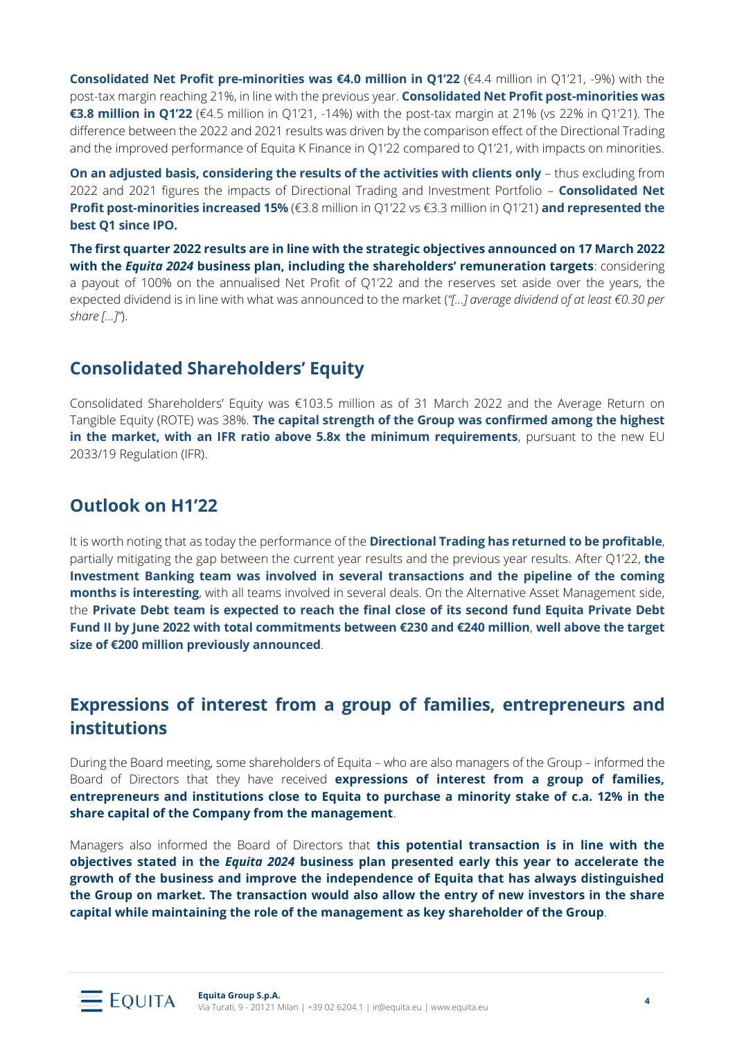**Consolidated Net Profit pre-minorities was €4.0 million in Q1'22** (€4.4 million in Q1'21, -9%) with the post-tax margin reaching 21%, in line with the previous year. **Consolidated Net Profit post-minorities was €3.8 million in Q1'22** (€4.5 million in Q1'21, -14%) with the post-tax margin at 21% (vs 22% in Q1'21). The difference between the 2022 and 2021 results was driven by the comparison effect of the Directional Trading and the improved performance of Equita K Finance in Q1'22 compared to Q1'21, with impacts on minorities.

**On an adjusted basis, considering the results of the activities with clients only** – thus excluding from 2022 and 2021 figures the impacts of Directional Trading and Investment Portfolio – **Consolidated Net Profit post-minorities increased 15%** (€3.8 million in Q1'22 vs €3.3 million in Q1'21) **and represented the best Q1 since IPO.**

**The first quarter 2022 results are in line with the strategic objectives announced on 17 March 2022 with the *Equita 2024* business plan, including the shareholders' remuneration targets**: considering a payout of 100% on the annualised Net Profit of Q1'22 and the reserves set aside over the years, the expected dividend is in line with what was announced to the market (*"[…] average dividend of at least €0.30 per share […]"*).

## Consolidated Shareholders' Equity

Consolidated Shareholders' Equity was €103.5 million as of 31 March 2022 and the Average Return on Tangible Equity (ROTE) was 38%. **The capital strength of the Group was confirmed among the highest in the market, with an IFR ratio above 5.8x the minimum requirements**, pursuant to the new EU 2033/19 Regulation (IFR).

## Outlook on H1'22

It is worth noting that as today the performance of the **Directional Trading has returned to be profitable**, partially mitigating the gap between the current year results and the previous year results. After Q1'22, **the Investment Banking team was involved in several transactions and the pipeline of the coming months is interesting**, with all teams involved in several deals. On the Alternative Asset Management side, the **Private Debt team is expected to reach the final close of its second fund Equita Private Debt Fund II by June 2022 with total commitments between €230 and €240 million**, **well above the target size of €200 million previously announced**.

## Expressions of interest from a group of families, entrepreneurs and institutions

During the Board meeting, some shareholders of Equita – who are also managers of the Group – informed the Board of Directors that they have received **expressions of interest from a group of families, entrepreneurs and institutions close to Equita to purchase a minority stake of c.a. 12% in the share capital of the Company from the management**.

Managers also informed the Board of Directors that **this potential transaction is in line with the objectives stated in the *Equita 2024* business plan presented early this year to accelerate the growth of the business and improve the independence of Equita that has always distinguished the Group on market. The transaction would also allow the entry of new investors in the share capital while maintaining the role of the management as key shareholder of the Group**.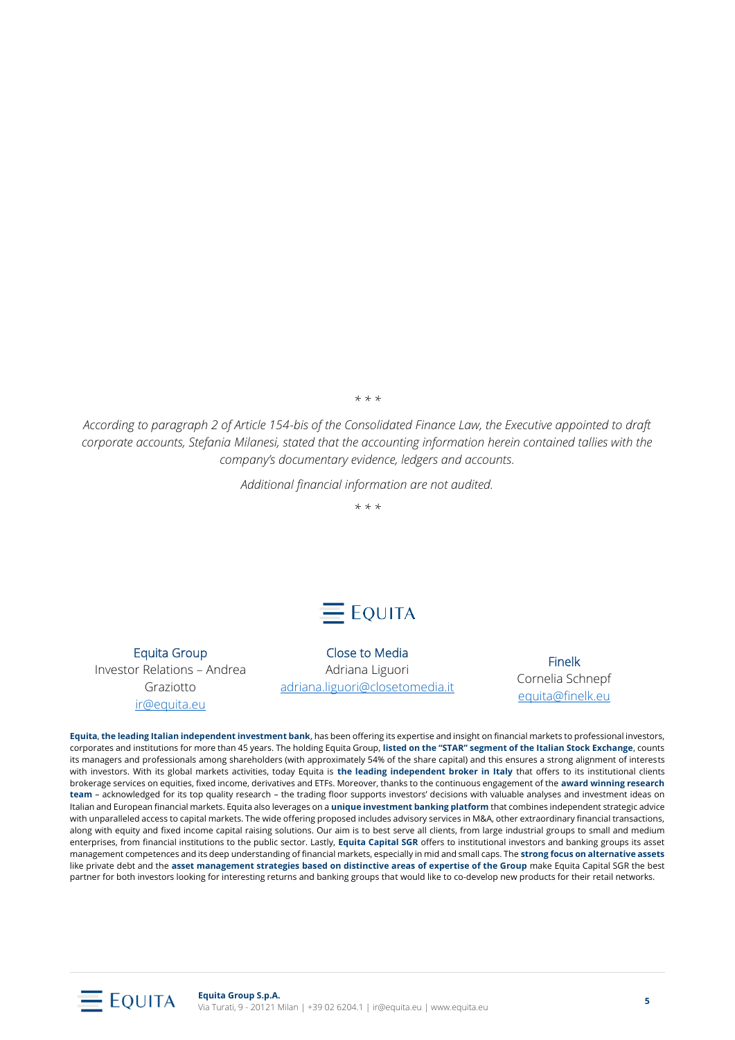\* \* \*

*According to paragraph 2 of Article 154-bis of the Consolidated Finance Law, the Executive appointed to draft corporate accounts, Stefania Milanesi, stated that the accounting information herein contained tallies with the company's documentary evidence, ledgers and accounts.*

*Additional financial information are not audited.*

\* \* \*

EQUITA

Equita Group
Investor Relations – Andrea Graziotto
ir@equita.eu

Close to Media
Adriana Liguori
adriana.liguori@closetomedia.it

Finelk
Cornelia Schnepf
equita@finelk.eu

**Equita**, **the leading Italian independent investment bank**, has been offering its expertise and insight on financial markets to professional investors, corporates and institutions for more than 45 years. The holding Equita Group, **listed on the "STAR" segment of the Italian Stock Exchange**, counts its managers and professionals among shareholders (with approximately 54% of the share capital) and this ensures a strong alignment of interests with investors. With its global markets activities, today Equita is **the leading independent broker in Italy** that offers to its institutional clients brokerage services on equities, fixed income, derivatives and ETFs. Moreover, thanks to the continuous engagement of the **award winning research team** – acknowledged for its top quality research – the trading floor supports investors' decisions with valuable analyses and investment ideas on Italian and European financial markets. Equita also leverages on a **unique investment banking platform** that combines independent strategic advice with unparalleled access to capital markets. The wide offering proposed includes advisory services in M&A, other extraordinary financial transactions, along with equity and fixed income capital raising solutions. Our aim is to best serve all clients, from large industrial groups to small and medium enterprises, from financial institutions to the public sector. Lastly, **Equita Capital SGR** offers to institutional investors and banking groups its asset management competences and its deep understanding of financial markets, especially in mid and small caps. The **strong focus on alternative assets** like private debt and the **asset management strategies based on distinctive areas of expertise of the Group** make Equita Capital SGR the best partner for both investors looking for interesting returns and banking groups that would like to co-develop new products for their retail networks.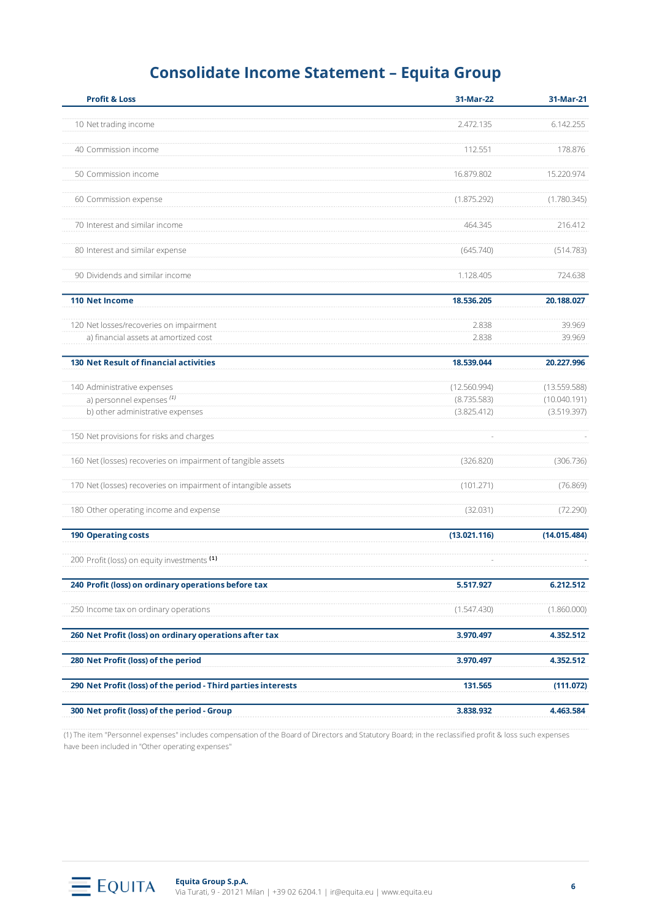# Consolidate Income Statement – Equita Group

| Profit & Loss | 31-Mar-22 | 31-Mar-21 |
|---|---|---|
| 10 Net trading income | 2.472.135 | 6.142.255 |
| 40 Commission income | 112.551 | 178.876 |
| 50 Commission income | 16.879.802 | 15.220.974 |
| 60 Commission expense | (1.875.292) | (1.780.345) |
| 70 Interest and similar income | 464.345 | 216.412 |
| 80 Interest and similar expense | (645.740) | (514.783) |
| 90 Dividends and similar income | 1.128.405 | 724.638 |
| **110 Net Income** | **18.536.205** | **20.188.027** |
| 120 Net losses/recoveries on impairment | 2.838 | 39.969 |
| a) financial assets at amortized cost | 2.838 | 39.969 |
| **130 Net Result of financial activities** | **18.539.044** | **20.227.996** |
| 140 Administrative expenses | (12.560.994) | (13.559.588) |
| a) personnel expenses (1) | (8.735.583) | (10.040.191) |
| b) other administrative expenses | (3.825.412) | (3.519.397) |
| 150 Net provisions for risks and charges | - | - |
| 160 Net (losses) recoveries on impairment of tangible assets | (326.820) | (306.736) |
| 170 Net (losses) recoveries on impairment of intangible assets | (101.271) | (76.869) |
| 180 Other operating income and expense | (32.031) | (72.290) |
| **190 Operating costs** | **(13.021.116)** | **(14.015.484)** |
| 200 Profit (loss) on equity investments (1) | - | - |
| **240 Profit (loss) on ordinary operations before tax** | **5.517.927** | **6.212.512** |
| 250 Income tax on ordinary operations | (1.547.430) | (1.860.000) |
| **260 Net Profit (loss) on ordinary operations after tax** | **3.970.497** | **4.352.512** |
| **280 Net Profit (loss) of the period** | **3.970.497** | **4.352.512** |
| **290 Net Profit (loss) of the period - Third parties interests** | **131.565** | **(111.072)** |
| **300 Net profit (loss) of the period - Group** | **3.838.932** | **4.463.584** |

(1) The item "Personnel expenses" includes compensation of the Board of Directors and Statutory Board; in the reclassified profit & loss such expenses have been included in "Other operating expenses"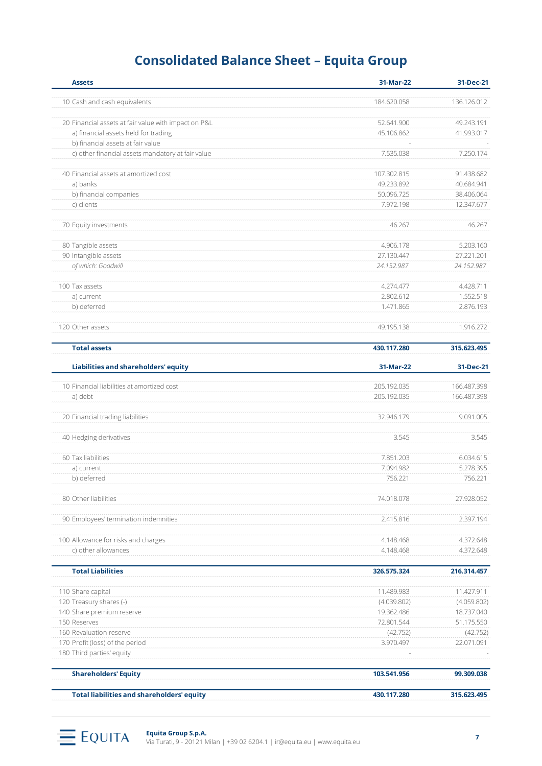# Consolidated Balance Sheet – Equita Group

| Assets | 31-Mar-22 | 31-Dec-21 |
|---|---|---|
| 10 Cash and cash equivalents | 184.620.058 | 136.126.012 |
| 20 Financial assets at fair value with impact on P&L | 52.641.900 | 49.243.191 |
| a) financial assets held for trading | 45.106.862 | 41.993.017 |
| b) financial assets at fair value | - | - |
| c) other financial assets mandatory at fair value | 7.535.038 | 7.250.174 |
| 40 Financial assets at amortized cost | 107.302.815 | 91.438.682 |
| a) banks | 49.233.892 | 40.684.941 |
| b) financial companies | 50.096.725 | 38.406.064 |
| c) clients | 7.972.198 | 12.347.677 |
| 70 Equity investments | 46.267 | 46.267 |
| 80 Tangible assets | 4.906.178 | 5.203.160 |
| 90 Intangible assets | 27.130.447 | 27.221.201 |
| *of which: Goodwill* | *24.152.987* | *24.152.987* |
| 100 Tax assets | 4.274.477 | 4.428.711 |
| a) current | 2.802.612 | 1.552.518 |
| b) deferred | 1.471.865 | 2.876.193 |
| 120 Other assets | 49.195.138 | 1.916.272 |
| **Total assets** | **430.117.280** | **315.623.495** |

| Liabilities and shareholders' equity | 31-Mar-22 | 31-Dec-21 |
|---|---|---|
| 10 Financial liabilities at amortized cost | 205.192.035 | 166.487.398 |
| a) debt | 205.192.035 | 166.487.398 |
| 20 Financial trading liabilities | 32.946.179 | 9.091.005 |
| 40 Hedging derivatives | 3.545 | 3.545 |
| 60 Tax liabilities | 7.851.203 | 6.034.615 |
| a) current | 7.094.982 | 5.278.395 |
| b) deferred | 756.221 | 756.221 |
| 80 Other liabilities | 74.018.078 | 27.928.052 |
| 90 Employees' termination indemnities | 2.415.816 | 2.397.194 |
| 100 Allowance for risks and charges | 4.148.468 | 4.372.648 |
| c) other allowances | 4.148.468 | 4.372.648 |
| **Total Liabilities** | **326.575.324** | **216.314.457** |
| 110 Share capital | 11.489.983 | 11.427.911 |
| 120 Treasury shares (-) | (4.039.802) | (4.059.802) |
| 140 Share premium reserve | 19.362.486 | 18.737.040 |
| 150 Reserves | 72.801.544 | 51.175.550 |
| 160 Revaluation reserve | (42.752) | (42.752) |
| 170 Profit (loss) of the period | 3.970.497 | 22.071.091 |
| 180 Third parties' equity | - | - |
| **Shareholders' Equity** | **103.541.956** | **99.309.038** |
| **Total liabilities and shareholders' equity** | **430.117.280** | **315.623.495** |

**Equita Group S.p.A.**
Via Turati, 9 - 20121 Milan | +39 02 6204.1 | ir@equita.eu | www.equita.eu